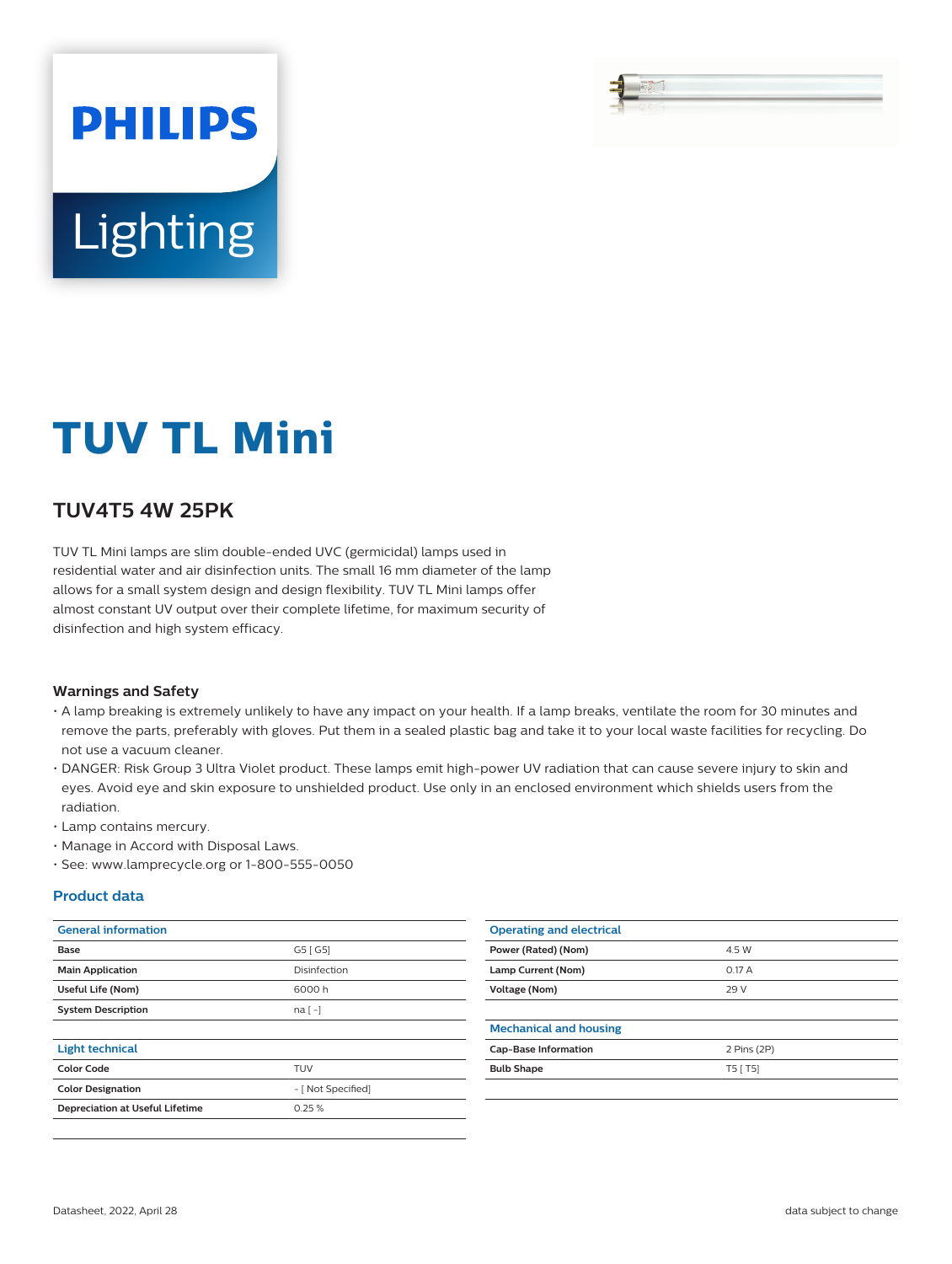# TUV TL Mini

## TUV4T5 4W 25PK

TUV TL Mini lamps are slim double-ended UVC (germicidal) lamps used in residential water and air disinfection units. The small 16 mm diameter of the lamp allows for a small system design and design flexibility. TUV TL Mini lamps offer almost constant UV output over their complete lifetime, for maximum security of disinfection and high system efficacy.

### Warnings and Safety

- A lamp breaking is extremely unlikely to have any impact on your health. If a lamp breaks, ventilate the room for 30 minutes and remove the parts, preferably with gloves. Put them in a sealed plastic bag and take it to your local waste facilities for recycling. Do not use a vacuum cleaner.
- DANGER: Risk Group 3 Ultra Violet product. These lamps emit high-power UV radiation that can cause severe injury to skin and eyes. Avoid eye and skin exposure to unshielded product. Use only in an enclosed environment which shields users from the radiation.
- Lamp contains mercury.
- Manage in Accord with Disposal Laws.
- See: www.lamprecycle.org or 1-800-555-0050

### Product data

| General information | |
|---|---|
| **Base** | G5 [ G5] |
| **Main Application** | Disinfection |
| **Useful Life (Nom)** | 6000 h |
| **System Description** | na [ -] |

| Light technical | |
|---|---|
| **Color Code** | TUV |
| **Color Designation** | - [ Not Specified] |
| **Depreciation at Useful Lifetime** | 0.25 % |

| Operating and electrical | |
|---|---|
| **Power (Rated) (Nom)** | 4.5 W |
| **Lamp Current (Nom)** | 0.17 A |
| **Voltage (Nom)** | 29 V |

| Mechanical and housing | |
|---|---|
| **Cap-Base Information** | 2 Pins (2P) |
| **Bulb Shape** | T5 [ T5] |

Datasheet, 2022, April 28

data subject to change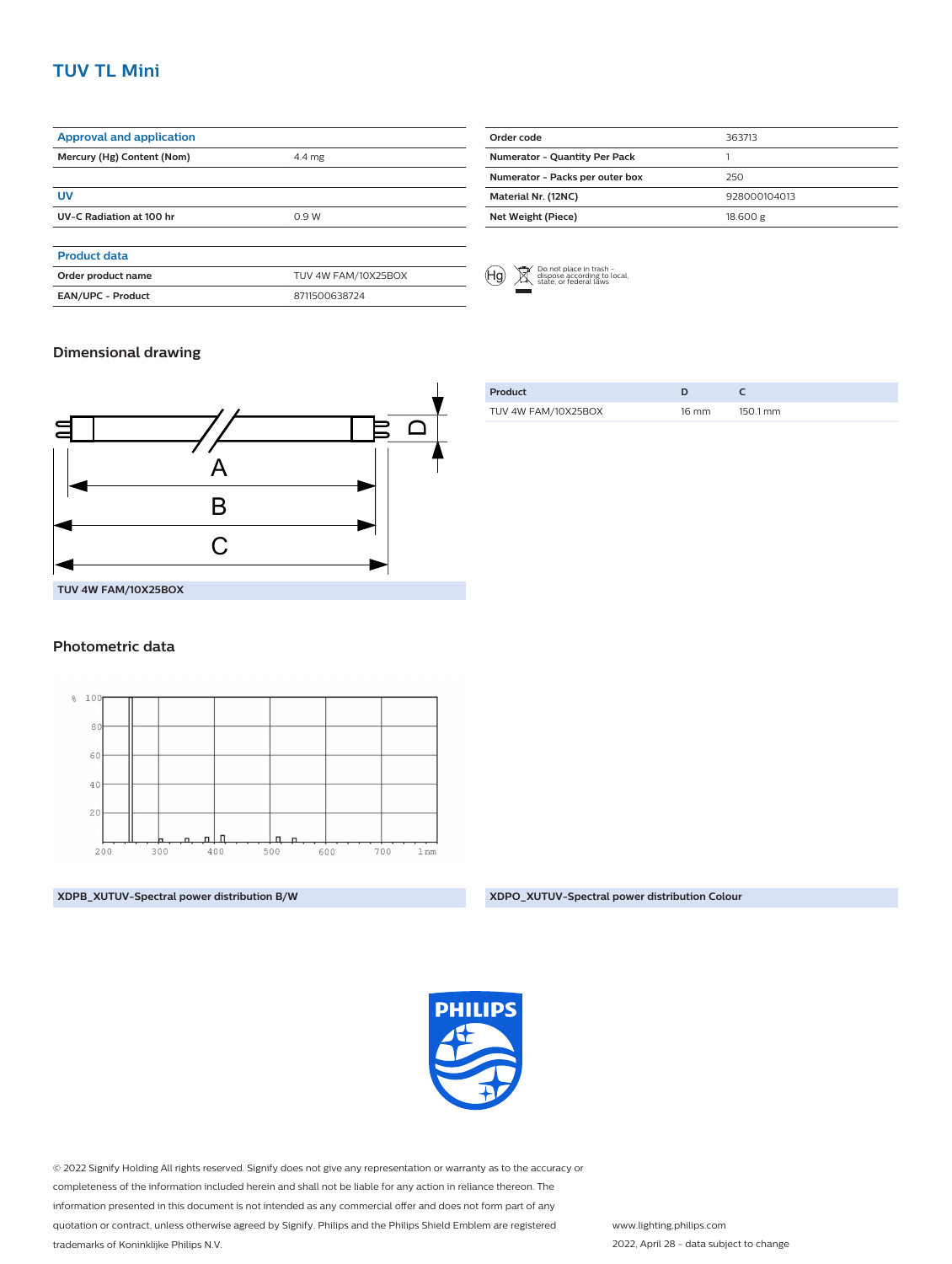## TUV TL Mini

| Approval and application | |
|---|---|
| Mercury (Hg) Content (Nom) | 4.4 mg |

| UV | |
|---|---|
| UV-C Radiation at 100 hr | 0.9 W |

| Product data | |
|---|---|
| Order product name | TUV 4W FAM/10X25BOX |
| EAN/UPC - Product | 8711500638724 |

| | |
|---|---|
| Order code | 363713 |
| Numerator - Quantity Per Pack | 1 |
| Numerator - Packs per outer box | 250 |
| Material Nr. (12NC) | 928000104013 |
| Net Weight (Piece) | 18.600 g |

Hg

Do not place in trash - dispose according to local, state, or federal laws

### Dimensional drawing

A

B

C

D

TUV 4W FAM/10X25BOX

| Product | D | C |
|---|---|---|
| TUV 4W FAM/10X25BOX | 16 mm | 150.1 mm |

### Photometric data

% 100

80

60

40

20

200 300 400 500 600 700 1 nm

XDPB_XUTUV-Spectral power distribution B/W

XDPO_XUTUV-Spectral power distribution Colour

PHILIPS

© 2022 Signify Holding All rights reserved. Signify does not give any representation or warranty as to the accuracy or completeness of the information included herein and shall not be liable for any action in reliance thereon. The information presented in this document is not intended as any commercial offer and does not form part of any quotation or contract, unless otherwise agreed by Signify. Philips and the Philips Shield Emblem are registered trademarks of Koninklijke Philips N.V.

www.lighting.philips.com

2022, April 28 - data subject to change